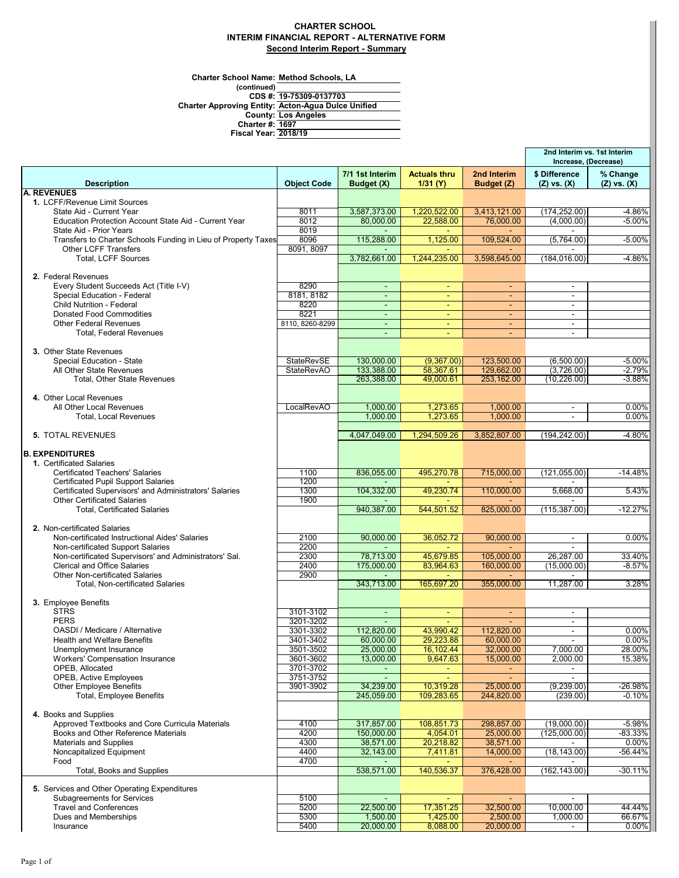**CHARTER SCHOOL**
**INTERIM FINANCIAL REPORT - ALTERNATIVE FORM**
**Second Interim Report - Summary**

Charter School Name: Method Schools, LA
(continued)
CDS #: 19-75309-0137703
Charter Approving Entity: Acton-Agua Dulce Unified
County: Los Angeles
Charter #: 1697
Fiscal Year: 2018/19

| Description | Object Code | 7/1 1st Interim Budget (X) | Actuals thru 1/31 (Y) | 2nd Interim Budget (Z) | 2nd Interim vs. 1st Interim Increase, (Decrease) $ Difference (Z) vs. (X) | % Change (Z) vs. (X) |
|---|---|---|---|---|---|---|
| **A. REVENUES** | | | | | | |
| 1. LCFF/Revenue Limit Sources | | | | | | |
| State Aid - Current Year | 8011 | 3,587,373.00 | 1,220,522.00 | 3,413,121.00 | (174,252.00) | -4.86% |
| Education Protection Account State Aid - Current Year | 8012 | 80,000.00 | 22,588.00 | 76,000.00 | (4,000.00) | -5.00% |
| State Aid - Prior Years | 8019 | - | - | - | - | |
| Transfers to Charter Schools Funding in Lieu of Property Taxes | 8096 | 115,288.00 | 1,125.00 | 109,524.00 | (5,764.00) | -5.00% |
| Other LCFF Transfers | 8091, 8097 | - | - | - | - | |
| Total, LCFF Sources | | 3,782,661.00 | 1,244,235.00 | 3,598,645.00 | (184,016.00) | -4.86% |
| 2. Federal Revenues | | | | | | |
| Every Student Succeeds Act (Title I-V) | 8290 | - | - | - | - | |
| Special Education - Federal | 8181, 8182 | - | - | - | - | |
| Child Nutrition - Federal | 8220 | - | - | - | - | |
| Donated Food Commodities | 8221 | - | - | - | - | |
| Other Federal Revenues | 8110, 8260-8299 | - | - | - | - | |
| Total, Federal Revenues | | - | - | - | - | |
| 3. Other State Revenues | | | | | | |
| Special Education - State | StateRevSE | 130,000.00 | (9,367.00) | 123,500.00 | (6,500.00) | -5.00% |
| All Other State Revenues | StateRevAO | 133,388.00 | 58,367.61 | 129,662.00 | (3,726.00) | -2.79% |
| Total, Other State Revenues | | 263,388.00 | 49,000.61 | 253,162.00 | (10,226.00) | -3.88% |
| 4. Other Local Revenues | | | | | | |
| All Other Local Revenues | LocalRevAO | 1,000.00 | 1,273.65 | 1,000.00 | - | 0.00% |
| Total, Local Revenues | | 1,000.00 | 1,273.65 | 1,000.00 | - | 0.00% |
| 5. TOTAL REVENUES | | 4,047,049.00 | 1,294,509.26 | 3,852,807.00 | (194,242.00) | -4.80% |
| **B. EXPENDITURES** | | | | | | |
| 1. Certificated Salaries | | | | | | |
| Certificated Teachers' Salaries | 1100 | 836,055.00 | 495,270.78 | 715,000.00 | (121,055.00) | -14.48% |
| Certificated Pupil Support Salaries | 1200 | - | - | - | - | |
| Certificated Supervisors' and Administrators' Salaries | 1300 | 104,332.00 | 49,230.74 | 110,000.00 | 5,668.00 | 5.43% |
| Other Certificated Salaries | 1900 | - | - | - | - | |
| Total, Certificated Salaries | | 940,387.00 | 544,501.52 | 825,000.00 | (115,387.00) | -12.27% |
| 2. Non-certificated Salaries | | | | | | |
| Non-certificated Instructional Aides' Salaries | 2100 | 90,000.00 | 36,052.72 | 90,000.00 | - | 0.00% |
| Non-certificated Support Salaries | 2200 | - | - | - | - | |
| Non-certificated Supervisors' and Administrators' Sal. | 2300 | 78,713.00 | 45,679.85 | 105,000.00 | 26,287.00 | 33.40% |
| Clerical and Office Salaries | 2400 | 175,000.00 | 83,964.63 | 160,000.00 | (15,000.00) | -8.57% |
| Other Non-certificated Salaries | 2900 | - | - | - | - | |
| Total, Non-certificated Salaries | | 343,713.00 | 165,697.20 | 355,000.00 | 11,287.00 | 3.28% |
| 3. Employee Benefits | | | | | | |
| STRS | 3101-3102 | - | - | - | - | |
| PERS | 3201-3202 | - | - | - | - | |
| OASDI / Medicare / Alternative | 3301-3302 | 112,820.00 | 43,990.42 | 112,820.00 | - | 0.00% |
| Health and Welfare Benefits | 3401-3402 | 60,000.00 | 29,223.88 | 60,000.00 | - | 0.00% |
| Unemployment Insurance | 3501-3502 | 25,000.00 | 16,102.44 | 32,000.00 | 7,000.00 | 28.00% |
| Workers' Compensation Insurance | 3601-3602 | 13,000.00 | 9,647.63 | 15,000.00 | 2,000.00 | 15.38% |
| OPEB, Allocated | 3701-3702 | - | - | - | - | |
| OPEB, Active Employees | 3751-3752 | - | - | - | - | |
| Other Employee Benefits | 3901-3902 | 34,239.00 | 10,319.28 | 25,000.00 | (9,239.00) | -26.98% |
| Total, Employee Benefits | | 245,059.00 | 109,283.65 | 244,820.00 | (239.00) | -0.10% |
| 4. Books and Supplies | | | | | | |
| Approved Textbooks and Core Curricula Materials | 4100 | 317,857.00 | 108,851.73 | 298,857.00 | (19,000.00) | -5.98% |
| Books and Other Reference Materials | 4200 | 150,000.00 | 4,054.01 | 25,000.00 | (125,000.00) | -83.33% |
| Materials and Supplies | 4300 | 38,571.00 | 20,218.82 | 38,571.00 | - | 0.00% |
| Noncapitalized Equipment | 4400 | 32,143.00 | 7,411.81 | 14,000.00 | (18,143.00) | -56.44% |
| Food | 4700 | - | - | - | - | |
| Total, Books and Supplies | | 538,571.00 | 140,536.37 | 376,428.00 | (162,143.00) | -30.11% |
| 5. Services and Other Operating Expenditures | | | | | | |
| Subagreements for Services | 5100 | - | - | - | - | |
| Travel and Conferences | 5200 | 22,500.00 | 17,351.25 | 32,500.00 | 10,000.00 | 44.44% |
| Dues and Memberships | 5300 | 1,500.00 | 1,425.00 | 2,500.00 | 1,000.00 | 66.67% |
| Insurance | 5400 | 20,000.00 | 8,088.00 | 20,000.00 | - | 0.00% |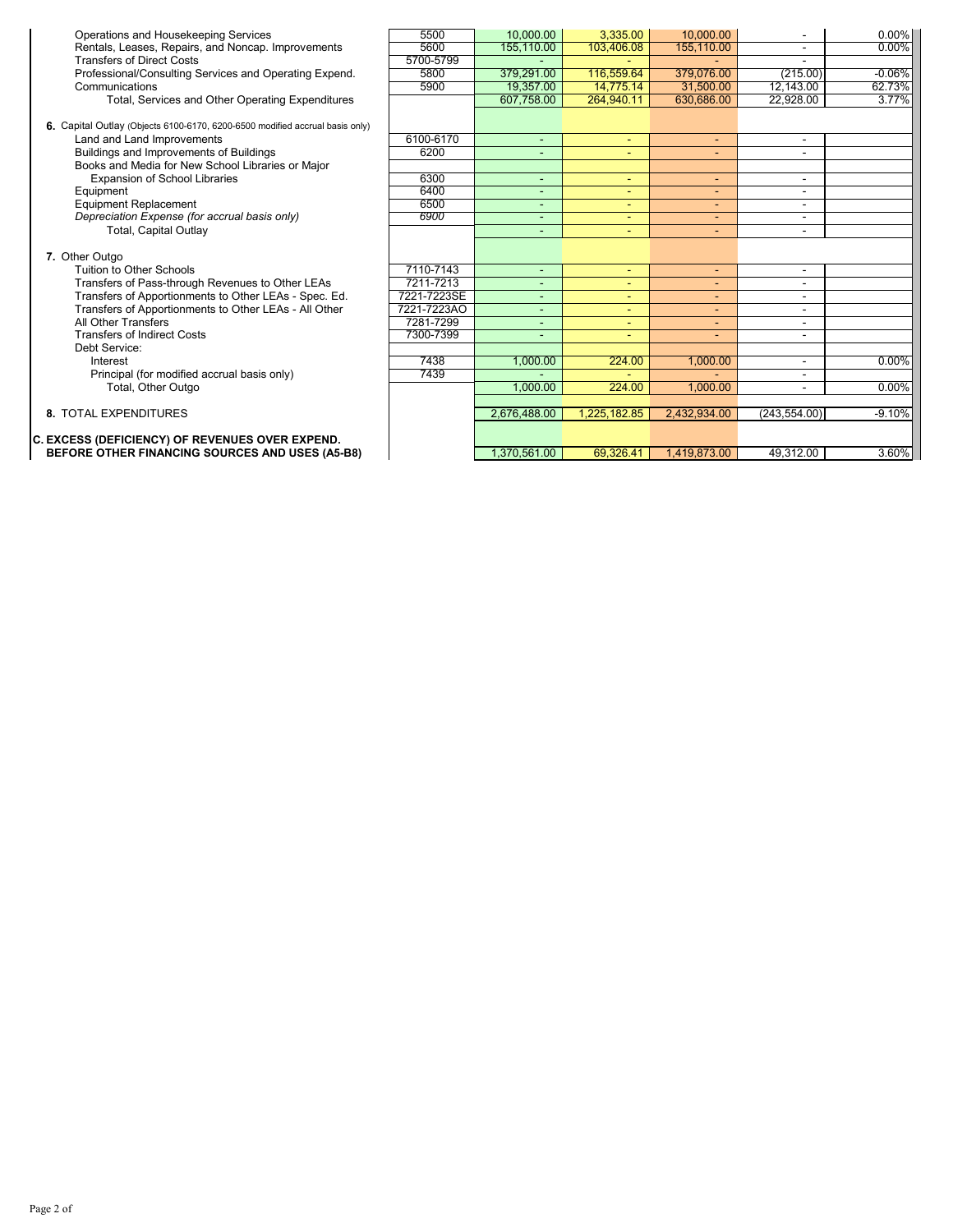| | | | | | | |
|---|---|---|---|---|---|---|
| Operations and Housekeeping Services | 5500 | 10,000.00 | 3,335.00 | 10,000.00 | - | 0.00% |
| Rentals, Leases, Repairs, and Noncap. Improvements | 5600 | 155,110.00 | 103,406.08 | 155,110.00 | - | 0.00% |
| Transfers of Direct Costs | 5700-5799 | - | - | - | - | |
| Professional/Consulting Services and Operating Expend. | 5800 | 379,291.00 | 116,559.64 | 379,076.00 | (215.00) | -0.06% |
| Communications | 5900 | 19,357.00 | 14,775.14 | 31,500.00 | 12,143.00 | 62.73% |
| Total, Services and Other Operating Expenditures | | 607,758.00 | 264,940.11 | 630,686.00 | 22,928.00 | 3.77% |
| **6.** Capital Outlay (Objects 6100-6170, 6200-6500 modified accrual basis only) | | | | | | |
| Land and Land Improvements | 6100-6170 | - | - | - | - | |
| Buildings and Improvements of Buildings | 6200 | - | - | - | - | |
| Books and Media for New School Libraries or Major Expansion of School Libraries | 6300 | - | - | - | - | |
| Equipment | 6400 | - | - | - | - | |
| Equipment Replacement | 6500 | - | - | - | - | |
| *Depreciation Expense (for accrual basis only)* | *6900* | - | - | - | - | |
| Total, Capital Outlay | | - | - | - | - | |
| **7.** Other Outgo | | | | | | |
| Tuition to Other Schools | 7110-7143 | - | - | - | - | |
| Transfers of Pass-through Revenues to Other LEAs | 7211-7213 | - | - | - | - | |
| Transfers of Apportionments to Other LEAs - Spec. Ed. | 7221-7223SE | - | - | - | - | |
| Transfers of Apportionments to Other LEAs - All Other | 7221-7223AO | - | - | - | - | |
| All Other Transfers | 7281-7299 | - | - | - | - | |
| Transfers of Indirect Costs | 7300-7399 | - | - | - | - | |
| Debt Service: | | | | | | |
| Interest | 7438 | 1,000.00 | 224.00 | 1,000.00 | - | 0.00% |
| Principal (for modified accrual basis only) | 7439 | - | - | - | - | |
| Total, Other Outgo | | 1,000.00 | 224.00 | 1,000.00 | - | 0.00% |
| **8.** TOTAL EXPENDITURES | | 2,676,488.00 | 1,225,182.85 | 2,432,934.00 | (243,554.00) | -9.10% |
| **C. EXCESS (DEFICIENCY) OF REVENUES OVER EXPEND. BEFORE OTHER FINANCING SOURCES AND USES (A5-B8)** | | 1,370,561.00 | 69,326.41 | 1,419,873.00 | 49,312.00 | 3.60% |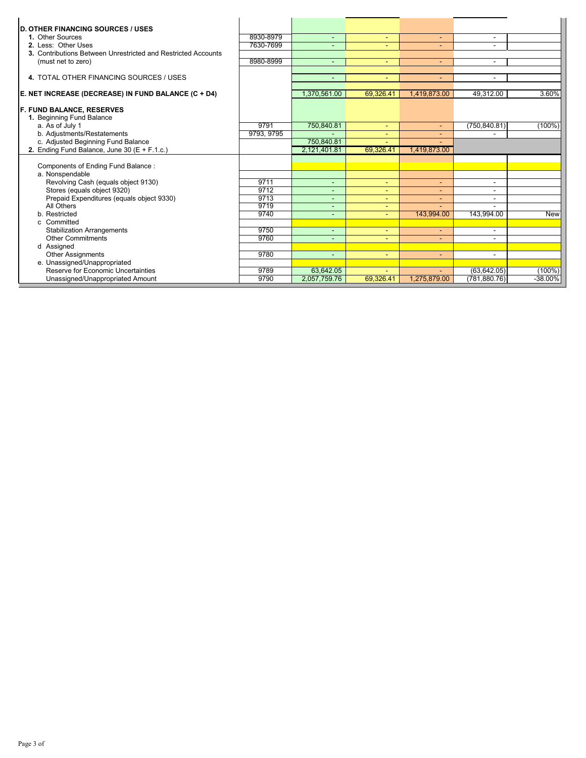| | Object Codes | | | | | |
|---|---|---|---|---|---|---|
| **D. OTHER FINANCING SOURCES / USES** | | | | | | |
| **1.** Other Sources | 8930-8979 | - | - | - | - | |
| **2.** Less: Other Uses | 7630-7699 | - | - | - | - | |
| **3.** Contributions Between Unrestricted and Restricted Accounts (must net to zero) | 8980-8999 | - | - | - | - | |
| **4.** TOTAL OTHER FINANCING SOURCES / USES | | - | - | - | - | |
| **E. NET INCREASE (DECREASE) IN FUND BALANCE (C + D4)** | | 1,370,561.00 | 69,326.41 | 1,419,873.00 | 49,312.00 | 3.60% |
| **F. FUND BALANCE, RESERVES** | | | | | | |
| **1.** Beginning Fund Balance | | | | | | |
| a. As of July 1 | 9791 | 750,840.81 | - | - | (750,840.81) | (100%) |
| b. Adjustments/Restatements | 9793, 9795 | - | - | - | - | |
| c. Adjusted Beginning Fund Balance | | 750,840.81 | - | - | | |
| **2.** Ending Fund Balance, June 30 (E + F.1.c.) | | 2,121,401.81 | 69,326.41 | 1,419,873.00 | | |
| Components of Ending Fund Balance : | | | | | | |
| a. Nonspendable | | | | | | |
| Revolving Cash (equals object 9130) | 9711 | - | - | - | - | |
| Stores (equals object 9320) | 9712 | - | - | - | - | |
| Prepaid Expenditures (equals object 9330) | 9713 | - | - | - | - | |
| All Others | 9719 | - | - | - | - | |
| b. Restricted | 9740 | - | - | 143,994.00 | 143,994.00 | New |
| c Committed | | | | | | |
| Stabilization Arrangements | 9750 | - | - | - | - | |
| Other Commitments | 9760 | - | - | - | - | |
| d Assigned | | | | | | |
| Other Assignments | 9780 | - | - | - | - | |
| e. Unassigned/Unappropriated | | | | | | |
| Reserve for Economic Uncertainties | 9789 | 63,642.05 | - | - | (63,642.05) | (100%) |
| Unassigned/Unappropriated Amount | 9790 | 2,057,759.76 | 69,326.41 | 1,275,879.00 | (781,880.76) | -38.00% |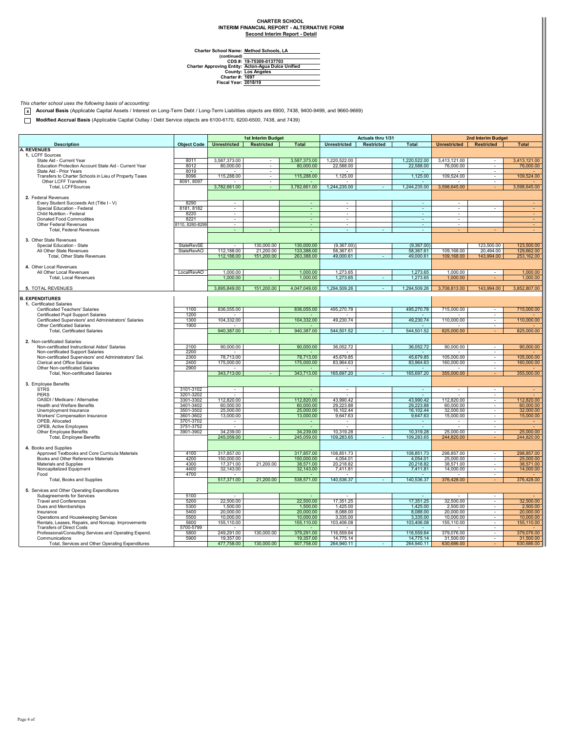**CHARTER SCHOOL**
**INTERIM FINANCIAL REPORT - ALTERNATIVE FORM**
**Second Interim Report - Detail**

Charter School Name: Method Schools, LA
(continued)
CDS #: 19-75309-0137703
Charter Approving Entity: Acton-Agua Dulce Unified
County: Los Angeles
Charter #: 1697
Fiscal Year: 2018/19

*This charter school uses the following basis of accounting:*

- [x] **Accrual Basis** (Applicable Capital Assets / Interest on Long-Term Debt / Long-Term Liabilities objects are 6900, 7438, 9400-9499, and 9660-9669)
- [ ] **Modified Accrual Basis** (Applicable Capital Outlay / Debt Service objects are 6100-6170, 6200-6500, 7438, and 7439)

| Description | Object Code | 1st Interim Budget | | | Actuals thru 1/31 | | | 2nd Interim Budget | | |
|---|---|---|---|---|---|---|---|---|---|---|
| | | Unrestricted | Restricted | Total | Unrestricted | Restricted | Total | Unrestricted | Restricted | Total |
| **A. REVENUES** | | | | | | | | | | |
| 1. LCFF Sources | | | | | | | | | | |
| State Aid - Current Year | 8011 | 3,587,373.00 | - | 3,587,373.00 | 1,220,522.00 | | 1,220,522.00 | 3,413,121.00 | - | 3,413,121.00 |
| Education Protection Account State Aid - Current Year | 8012 | 80,000.00 | - | 80,000.00 | 22,588.00 | | 22,588.00 | 76,000.00 | - | 76,000.00 |
| State Aid - Prior Years | 8019 | - | - | - | - | | - | - | - | - |
| Transfers to Charter Schools in Lieu of Property Taxes | 8096 | 115,288.00 | - | 115,288.00 | 1,125.00 | | 1,125.00 | 109,524.00 | - | 109,524.00 |
| Other LCFF Transfers | 8091, 8097 | - | - | - | - | | - | - | - | - |
| Total, LCFFSources | | 3,782,661.00 | - | 3,782,661.00 | 1,244,235.00 | - | 1,244,235.00 | 3,598,645.00 | - | 3,598,645.00 |
| 2. Federal Revenues | | | | | | | | | | |
| Every Student Succeeds Act (Title I - V) | 8290 | - | | - | - | | - | - | | - |
| Special Education - Federal | 8181, 8182 | - | | - | - | | - | - | - | - |
| Child Nutrition - Federal | 8220 | - | | - | - | | - | - | | - |
| Donated Food Commodities | 8221 | - | | - | - | | - | - | | - |
| Other Federal Revenues | 8110, 8260-8299 | - | | - | - | | - | - | | - |
| Total, Federal Revenues | | - | - | - | - | - | - | - | - | - |
| 3. Other State Revenues | | | | | | | | | | |
| Special Education - State | StateRevSE | - | 130,000.00 | 130,000.00 | (9,367.00) | | (9,367.00) | | 123,500.00 | 123,500.00 |
| All Other State Revenues | StateRevAO | 112,188.00 | 21,200.00 | 133,388.00 | 58,367.61 | | 58,367.61 | 109,168.00 | 20,494.00 | 129,662.00 |
| Total, Other State Revenues | | 112,188.00 | 151,200.00 | 263,388.00 | 49,000.61 | - | 49,000.61 | 109,168.00 | 143,994.00 | 253,162.00 |
| 4. Other Local Revenues | | | | | | | | | | |
| All Other Local Revenues | LocalRevAO | 1,000.00 | | 1,000.00 | 1,273.65 | | 1,273.65 | 1,000.00 | - | 1,000.00 |
| Total, Local Revenues | | 1,000.00 | - | 1,000.00 | 1,273.65 | - | 1,273.65 | 1,000.00 | - | 1,000.00 |
| 5. TOTAL REVENUES | | 3,895,849.00 | 151,200.00 | 4,047,049.00 | 1,294,509.26 | - | 1,294,509.26 | 3,708,813.00 | 143,994.00 | 3,852,807.00 |
| **B. EXPENDITURES** | | | | | | | | | | |
| 1. Certificated Salaries | | | | | | | | | | |
| Certificated Teachers' Salaries | 1100 | 836,055.00 | | 836,055.00 | 495,270.78 | | 495,270.78 | 715,000.00 | - | 715,000.00 |
| Certificated Pupil Support Salaries | 1200 | - | | - | - | | - | - | - | - |
| Certificated Supervisors' and Administrators' Salaries | 1300 | 104,332.00 | | 104,332.00 | 49,230.74 | | 49,230.74 | 110,000.00 | - | 110,000.00 |
| Other Certificated Salaries | 1900 | - | | - | - | | - | - | - | - |
| Total, Certificated Salaries | | 940,387.00 | - | 940,387.00 | 544,501.52 | - | 544,501.52 | 825,000.00 | - | 825,000.00 |
| 2. Non-certificated Salaries | | | | | | | | | | |
| Non-certificated Instructional Aides' Salaries | 2100 | 90,000.00 | | 90,000.00 | 36,052.72 | | 36,052.72 | 90,000.00 | - | 90,000.00 |
| Non-certificated Support Salaries | 2200 | - | | - | - | | - | - | - | - |
| Non-certificated Supervisors' and Administrators' Sal. | 2300 | 78,713.00 | | 78,713.00 | 45,679.85 | | 45,679.85 | 105,000.00 | - | 105,000.00 |
| Clerical and Office Salaries | 2400 | 175,000.00 | | 175,000.00 | 83,964.63 | | 83,964.63 | 160,000.00 | - | 160,000.00 |
| Other Non-certificated Salaries | 2900 | - | | - | - | | - | - | - | - |
| Total, Non-certificated Salaries | | 343,713.00 | - | 343,713.00 | 165,697.20 | - | 165,697.20 | 355,000.00 | - | 355,000.00 |
| 3. Employee Benefits | | | | | | | | | | |
| STRS | 3101-3102 | - | | - | - | | - | - | - | - |
| PERS | 3201-3202 | - | | - | - | | - | - | - | - |
| OASDI / Medicare / Alternative | 3301-3302 | 112,820.00 | | 112,820.00 | 43,990.42 | | 43,990.42 | 112,820.00 | - | 112,820.00 |
| Health and Welfare Benefits | 3401-3402 | 60,000.00 | | 60,000.00 | 29,223.88 | | 29,223.88 | 60,000.00 | - | 60,000.00 |
| Unemployment Insurance | 3501-3502 | 25,000.00 | | 25,000.00 | 16,102.44 | | 16,102.44 | 32,000.00 | - | 32,000.00 |
| Workers' Compensation Insurance | 3601-3602 | 13,000.00 | | 13,000.00 | 9,647.63 | | 9,647.63 | 15,000.00 | - | 15,000.00 |
| OPEB, Allocated | 3701-3702 | - | | - | - | | - | - | - | - |
| OPEB, Active Employees | 3751-3752 | - | | - | - | | - | - | - | - |
| Other Employee Benefits | 3901-3902 | 34,239.00 | | 34,239.00 | 10,319.28 | | 10,319.28 | 25,000.00 | - | 25,000.00 |
| Total, Employee Benefits | | 245,059.00 | - | 245,059.00 | 109,283.65 | - | 109,283.65 | 244,820.00 | - | 244,820.00 |
| 4. Books and Supplies | | | | | | | | | | |
| Approved Textbooks and Core Curricula Materials | 4100 | 317,857.00 | | 317,857.00 | 108,851.73 | | 108,851.73 | 298,857.00 | - | 298,857.00 |
| Books and Other Reference Materials | 4200 | 150,000.00 | | 150,000.00 | 4,054.01 | | 4,054.01 | 25,000.00 | - | 25,000.00 |
| Materials and Supplies | 4300 | 17,371.00 | 21,200.00 | 38,571.00 | 20,218.82 | | 20,218.82 | 38,571.00 | - | 38,571.00 |
| Noncapitalized Equipment | 4400 | 32,143.00 | | 32,143.00 | 7,411.81 | | 7,411.81 | 14,000.00 | - | 14,000.00 |
| Food | 4700 | - | | - | - | | - | - | - | - |
| Total, Books and Supplies | | 517,371.00 | 21,200.00 | 538,571.00 | 140,536.37 | - | 140,536.37 | 376,428.00 | - | 376,428.00 |
| 5. Services and Other Operating Expenditures | | | | | | | | | | |
| Subagreements for Services | 5100 | - | | - | - | | - | - | - | - |
| Travel and Conferences | 5200 | 22,500.00 | | 22,500.00 | 17,351.25 | | 17,351.25 | 32,500.00 | - | 32,500.00 |
| Dues and Memberships | 5300 | 1,500.00 | | 1,500.00 | 1,425.00 | | 1,425.00 | 2,500.00 | - | 2,500.00 |
| Insurance | 5400 | 20,000.00 | | 20,000.00 | 8,088.00 | | 8,088.00 | 20,000.00 | - | 20,000.00 |
| Operations and Housekeeping Services | 5500 | 10,000.00 | | 10,000.00 | 3,335.00 | | 3,335.00 | 10,000.00 | - | 10,000.00 |
| Rentals, Leases, Repairs, and Noncap. Improvements | 5600 | 155,110.00 | | 155,110.00 | 103,406.08 | | 103,406.08 | 155,110.00 | - | 155,110.00 |
| Transfers of Direct Costs | 5700-5799 | - | | - | - | | - | - | - | - |
| Professional/Consulting Services and Operating Expend. | 5800 | 249,291.00 | 130,000.00 | 379,291.00 | 116,559.64 | | 116,559.64 | 379,076.00 | - | 379,076.00 |
| Communications | 5900 | 19,357.00 | | 19,357.00 | 14,775.14 | | 14,775.14 | 31,500.00 | - | 31,500.00 |
| Total, Services and Other Operating Expenditures | | 477,758.00 | 130,000.00 | 607,758.00 | 264,940.11 | - | 264,940.11 | 630,686.00 | - | 630,686.00 |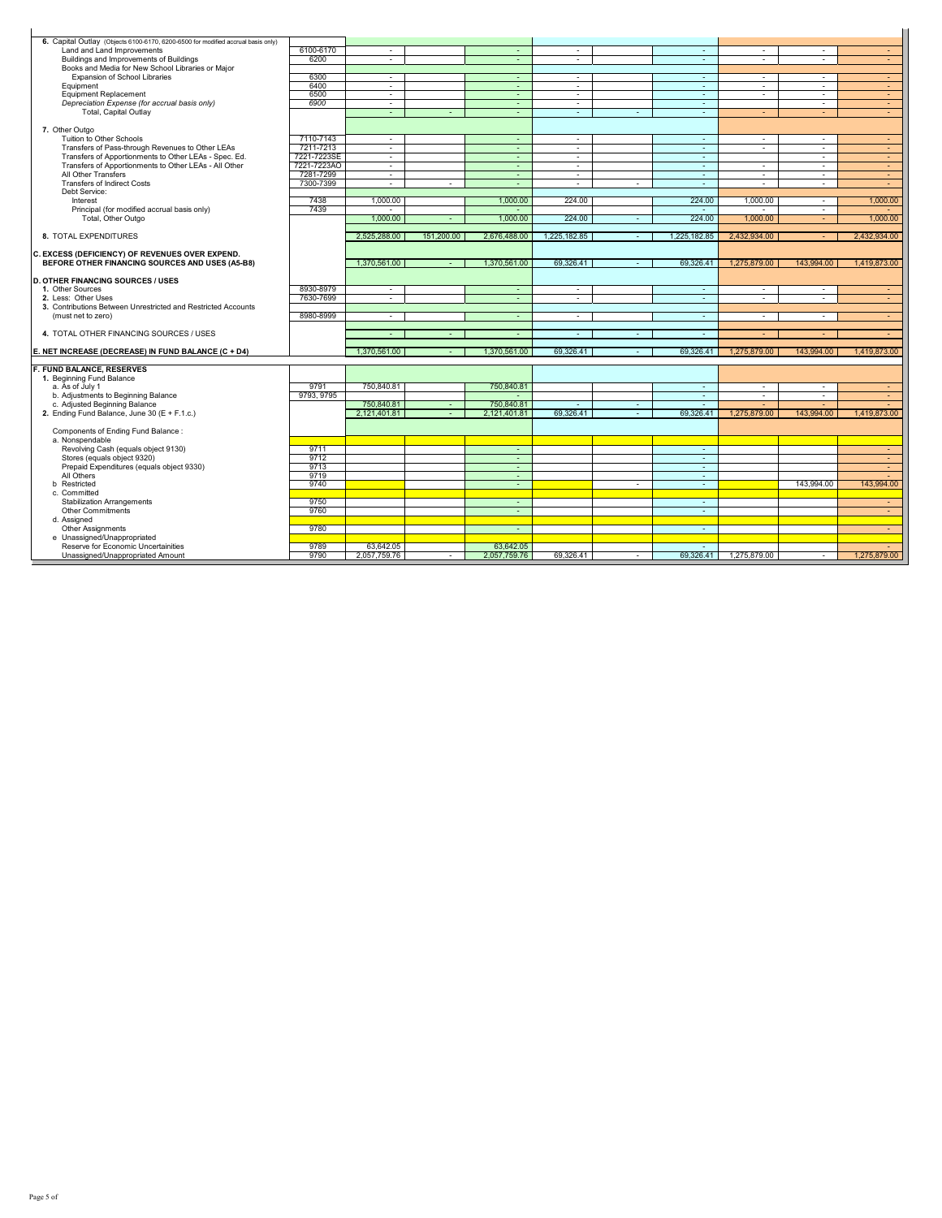| | Object Codes | | | | | | | | | |
|---|---|---|---|---|---|---|---|---|---|---|
| **6.** Capital Outlay (Objects 6100-6170, 6200-6500 for modified accrual basis only) | | | | | | | | | | |
| Land and Land Improvements | 6100-6170 | - | | - | - | | - | - | - | - |
| Buildings and Improvements of Buildings | 6200 | - | | - | - | | - | - | - | - |
| Books and Media for New School Libraries or Major | | | | | | | | | | |
| Expansion of School Libraries | 6300 | - | | - | - | | - | - | - | - |
| Equipment | 6400 | - | | - | - | | - | - | - | - |
| Equipment Replacement | 6500 | - | | - | - | | - | - | - | - |
| *Depreciation Expense (for accrual basis only)* | 6900 | - | | - | - | | - | | - | - |
| Total, Capital Outlay | | - | - | - | - | - | - | - | - | - |
| **7.** Other Outgo | | | | | | | | | | |
| Tuition to Other Schools | 7110-7143 | - | | - | - | | - | - | - | - |
| Transfers of Pass-through Revenues to Other LEAs | 7211-7213 | - | | - | - | | - | - | - | - |
| Transfers of Apportionments to Other LEAs - Spec. Ed. | 7221-7223SE | - | | - | - | | - | | - | - |
| Transfers of Apportionments to Other LEAs - All Other | 7221-7223AO | - | | - | - | | - | - | - | - |
| All Other Transfers | 7281-7299 | - | | - | - | | - | - | - | - |
| Transfers of Indirect Costs | 7300-7399 | - | - | - | - | - | - | - | - | - |
| Debt Service: | | | | | | | | | | |
| Interest | 7438 | 1,000.00 | | 1,000.00 | 224.00 | | 224.00 | 1,000.00 | - | 1,000.00 |
| Principal (for modified accrual basis only) | 7439 | - | | - | | | - | - | - | - |
| Total, Other Outgo | | 1,000.00 | - | 1,000.00 | 224.00 | - | 224.00 | 1,000.00 | - | 1,000.00 |
| **8.** TOTAL EXPENDITURES | | 2,525,288.00 | 151,200.00 | 2,676,488.00 | 1,225,182.85 | - | 1,225,182.85 | 2,432,934.00 | - | 2,432,934.00 |
| **C. EXCESS (DEFICIENCY) OF REVENUES OVER EXPEND. BEFORE OTHER FINANCING SOURCES AND USES (A5-B8)** | | 1,370,561.00 | - | 1,370,561.00 | 69,326.41 | - | 69,326.41 | 1,275,879.00 | 143,994.00 | 1,419,873.00 |
| **D. OTHER FINANCING SOURCES / USES** | | | | | | | | | | |
| **1.** Other Sources | 8930-8979 | - | | - | - | | - | - | - | - |
| **2.** Less: Other Uses | 7630-7699 | - | | - | - | | - | - | - | - |
| **3.** Contributions Between Unrestricted and Restricted Accounts (must net to zero) | 8980-8999 | - | | - | - | | - | - | - | - |
| **4.** TOTAL OTHER FINANCING SOURCES / USES | | - | - | - | - | - | - | - | - | - |
| **E. NET INCREASE (DECREASE) IN FUND BALANCE (C + D4)** | | 1,370,561.00 | - | 1,370,561.00 | 69,326.41 | - | 69,326.41 | 1,275,879.00 | 143,994.00 | 1,419,873.00 |
| **F. FUND BALANCE, RESERVES** | | | | | | | | | | |
| **1.** Beginning Fund Balance | | | | | | | | | | |
| a. As of July 1 | 9791 | 750,840.81 | | 750,840.81 | | | - | - | - | - |
| b. Adjustments to Beginning Balance | 9793, 9795 | | | - | | | - | - | - | - |
| c. Adjusted Beginning Balance | | 750,840.81 | - | 750,840.81 | - | - | - | - | - | - |
| **2.** Ending Fund Balance, June 30 (E + F.1.c.) | | 2,121,401.81 | - | 2,121,401.81 | 69,326.41 | - | 69,326.41 | 1,275,879.00 | 143,994.00 | 1,419,873.00 |
| Components of Ending Fund Balance : | | | | | | | | | | |
| a. Nonspendable | | | | | | | | | | |
| Revolving Cash (equals object 9130) | 9711 | | | - | | | - | | | - |
| Stores (equals object 9320) | 9712 | | | - | | | - | | | - |
| Prepaid Expenditures (equals object 9330) | 9713 | | | - | | | - | | | - |
| All Others | 9719 | | | - | | | - | | | - |
| b Restricted | 9740 | | | - | | - | - | | 143,994.00 | 143,994.00 |
| c. Committed | | | | | | | | | | |
| Stabilization Arrangements | 9750 | | | - | | | - | | | - |
| Other Commitments | 9760 | | | - | | | - | | | - |
| d. Assigned | | | | | | | | | | |
| Other Assignments | 9780 | | | - | | | - | | | - |
| e Unassigned/Unappropriated | | | | | | | | | | |
| Reserve for Economic Uncertainities | 9789 | 63,642.05 | | 63,642.05 | | | - | | | - |
| Unassigned/Unappropriated Amount | 9790 | 2,057,759.76 | - | 2,057,759.76 | 69,326.41 | - | 69,326.41 | 1,275,879.00 | - | 1,275,879.00 |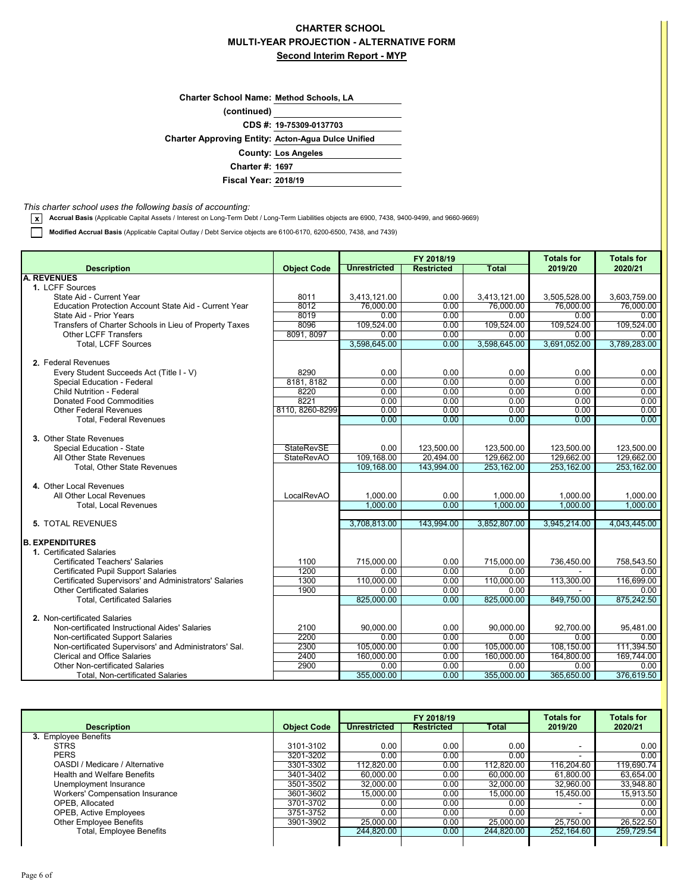# CHARTER SCHOOL
## MULTI-YEAR PROJECTION - ALTERNATIVE FORM
### Second Interim Report - MYP

**Charter School Name:** Method Schools, LA
**(continued)**
**CDS #:** 19-75309-0137703
**Charter Approving Entity:** Acton-Agua Dulce Unified
**County:** Los Angeles
**Charter #:** 1697
**Fiscal Year:** 2018/19

*This charter school uses the following basis of accounting:*

- [x] **Accrual Basis** (Applicable Capital Assets / Interest on Long-Term Debt / Long-Term Liabilities objects are 6900, 7438, 9400-9499, and 9660-9669)
- [ ] **Modified Accrual Basis** (Applicable Capital Outlay / Debt Service objects are 6100-6170, 6200-6500, 7438, and 7439)

| Description | Object Code | FY 2018/19 Unrestricted | FY 2018/19 Restricted | FY 2018/19 Total | Totals for 2019/20 | Totals for 2020/21 |
|---|---|---|---|---|---|---|
| **A. REVENUES** | | | | | | |
| 1. LCFF Sources | | | | | | |
| State Aid - Current Year | 8011 | 3,413,121.00 | 0.00 | 3,413,121.00 | 3,505,528.00 | 3,603,759.00 |
| Education Protection Account State Aid - Current Year | 8012 | 76,000.00 | 0.00 | 76,000.00 | 76,000.00 | 76,000.00 |
| State Aid - Prior Years | 8019 | 0.00 | 0.00 | 0.00 | 0.00 | 0.00 |
| Transfers of Charter Schools in Lieu of Property Taxes | 8096 | 109,524.00 | 0.00 | 109,524.00 | 109,524.00 | 109,524.00 |
| Other LCFF Transfers | 8091, 8097 | 0.00 | 0.00 | 0.00 | 0.00 | 0.00 |
| Total, LCFF Sources | | 3,598,645.00 | 0.00 | 3,598,645.00 | 3,691,052.00 | 3,789,283.00 |
| 2. Federal Revenues | | | | | | |
| Every Student Succeeds Act (Title I - V) | 8290 | 0.00 | 0.00 | 0.00 | 0.00 | 0.00 |
| Special Education - Federal | 8181, 8182 | 0.00 | 0.00 | 0.00 | 0.00 | 0.00 |
| Child Nutrition - Federal | 8220 | 0.00 | 0.00 | 0.00 | 0.00 | 0.00 |
| Donated Food Commodities | 8221 | 0.00 | 0.00 | 0.00 | 0.00 | 0.00 |
| Other Federal Revenues | 8110, 8260-8299 | 0.00 | 0.00 | 0.00 | 0.00 | 0.00 |
| Total, Federal Revenues | | 0.00 | 0.00 | 0.00 | 0.00 | 0.00 |
| 3. Other State Revenues | | | | | | |
| Special Education - State | StateRevSE | 0.00 | 123,500.00 | 123,500.00 | 123,500.00 | 123,500.00 |
| All Other State Revenues | StateRevAO | 109,168.00 | 20,494.00 | 129,662.00 | 129,662.00 | 129,662.00 |
| Total, Other State Revenues | | 109,168.00 | 143,994.00 | 253,162.00 | 253,162.00 | 253,162.00 |
| 4. Other Local Revenues | | | | | | |
| All Other Local Revenues | LocalRevAO | 1,000.00 | 0.00 | 1,000.00 | 1,000.00 | 1,000.00 |
| Total, Local Revenues | | 1,000.00 | 0.00 | 1,000.00 | 1,000.00 | 1,000.00 |
| 5. TOTAL REVENUES | | 3,708,813.00 | 143,994.00 | 3,852,807.00 | 3,945,214.00 | 4,043,445.00 |
| **B. EXPENDITURES** | | | | | | |
| 1. Certificated Salaries | | | | | | |
| Certificated Teachers' Salaries | 1100 | 715,000.00 | 0.00 | 715,000.00 | 736,450.00 | 758,543.50 |
| Certificated Pupil Support Salaries | 1200 | 0.00 | 0.00 | 0.00 | - | 0.00 |
| Certificated Supervisors' and Administrators' Salaries | 1300 | 110,000.00 | 0.00 | 110,000.00 | 113,300.00 | 116,699.00 |
| Other Certificated Salaries | 1900 | 0.00 | 0.00 | 0.00 | - | 0.00 |
| Total, Certificated Salaries | | 825,000.00 | 0.00 | 825,000.00 | 849,750.00 | 875,242.50 |
| 2. Non-certificated Salaries | | | | | | |
| Non-certificated Instructional Aides' Salaries | 2100 | 90,000.00 | 0.00 | 90,000.00 | 92,700.00 | 95,481.00 |
| Non-certificated Support Salaries | 2200 | 0.00 | 0.00 | 0.00 | 0.00 | 0.00 |
| Non-certificated Supervisors' and Administrators' Sal. | 2300 | 105,000.00 | 0.00 | 105,000.00 | 108,150.00 | 111,394.50 |
| Clerical and Office Salaries | 2400 | 160,000.00 | 0.00 | 160,000.00 | 164,800.00 | 169,744.00 |
| Other Non-certificated Salaries | 2900 | 0.00 | 0.00 | 0.00 | 0.00 | 0.00 |
| Total, Non-certificated Salaries | | 355,000.00 | 0.00 | 355,000.00 | 365,650.00 | 376,619.50 |

| Description | Object Code | FY 2018/19 Unrestricted | FY 2018/19 Restricted | FY 2018/19 Total | Totals for 2019/20 | Totals for 2020/21 |
|---|---|---|---|---|---|---|
| 3. Employee Benefits | | | | | | |
| STRS | 3101-3102 | 0.00 | 0.00 | 0.00 | - | 0.00 |
| PERS | 3201-3202 | 0.00 | 0.00 | 0.00 | - | 0.00 |
| OASDI / Medicare / Alternative | 3301-3302 | 112,820.00 | 0.00 | 112,820.00 | 116,204.60 | 119,690.74 |
| Health and Welfare Benefits | 3401-3402 | 60,000.00 | 0.00 | 60,000.00 | 61,800.00 | 63,654.00 |
| Unemployment Insurance | 3501-3502 | 32,000.00 | 0.00 | 32,000.00 | 32,960.00 | 33,948.80 |
| Workers' Compensation Insurance | 3601-3602 | 15,000.00 | 0.00 | 15,000.00 | 15,450.00 | 15,913.50 |
| OPEB, Allocated | 3701-3702 | 0.00 | 0.00 | 0.00 | - | 0.00 |
| OPEB, Active Employees | 3751-3752 | 0.00 | 0.00 | 0.00 | - | 0.00 |
| Other Employee Benefits | 3901-3902 | 25,000.00 | 0.00 | 25,000.00 | 25,750.00 | 26,522.50 |
| Total, Employee Benefits | | 244,820.00 | 0.00 | 244,820.00 | 252,164.60 | 259,729.54 |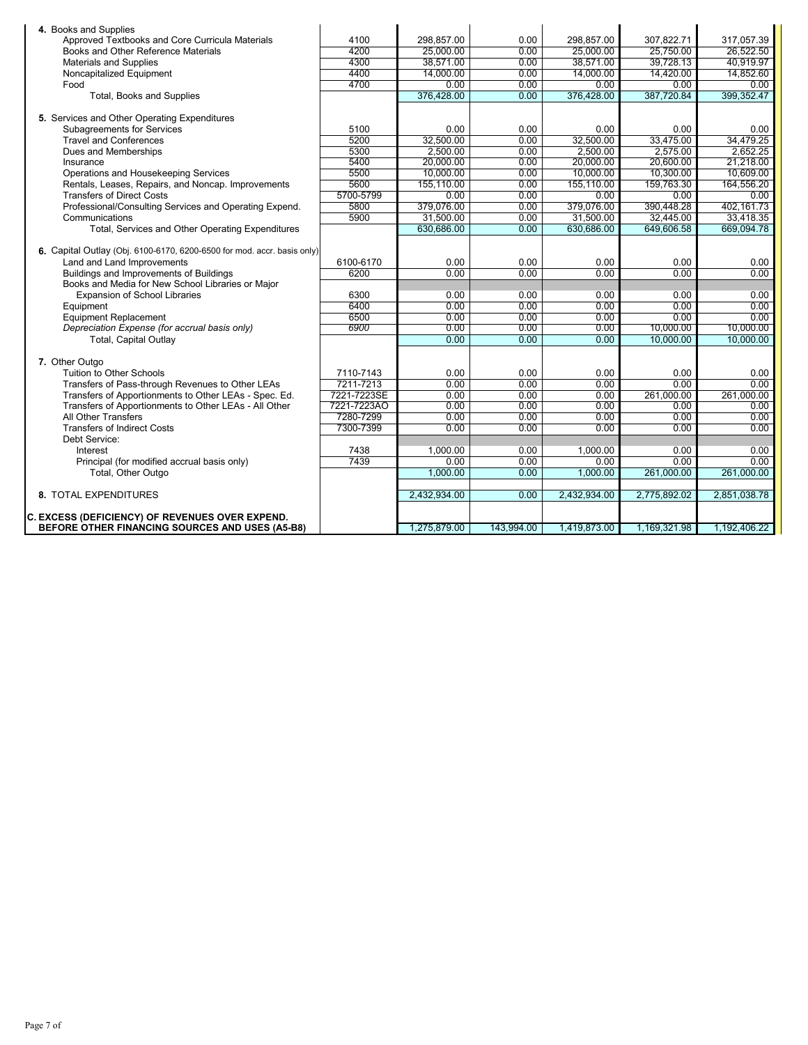| Description | Object Codes | Col 1 | Col 2 | Col 3 | Col 4 | Col 5 |
|---|---|---|---|---|---|---|
| **4.** Books and Supplies | | | | | | |
| Approved Textbooks and Core Curricula Materials | 4100 | 298,857.00 | 0.00 | 298,857.00 | 307,822.71 | 317,057.39 |
| Books and Other Reference Materials | 4200 | 25,000.00 | 0.00 | 25,000.00 | 25,750.00 | 26,522.50 |
| Materials and Supplies | 4300 | 38,571.00 | 0.00 | 38,571.00 | 39,728.13 | 40,919.97 |
| Noncapitalized Equipment | 4400 | 14,000.00 | 0.00 | 14,000.00 | 14,420.00 | 14,852.60 |
| Food | 4700 | 0.00 | 0.00 | 0.00 | 0.00 | 0.00 |
| Total, Books and Supplies | | 376,428.00 | 0.00 | 376,428.00 | 387,720.84 | 399,352.47 |
| **5.** Services and Other Operating Expenditures | | | | | | |
| Subagreements for Services | 5100 | 0.00 | 0.00 | 0.00 | 0.00 | 0.00 |
| Travel and Conferences | 5200 | 32,500.00 | 0.00 | 32,500.00 | 33,475.00 | 34,479.25 |
| Dues and Memberships | 5300 | 2,500.00 | 0.00 | 2,500.00 | 2,575.00 | 2,652.25 |
| Insurance | 5400 | 20,000.00 | 0.00 | 20,000.00 | 20,600.00 | 21,218.00 |
| Operations and Housekeeping Services | 5500 | 10,000.00 | 0.00 | 10,000.00 | 10,300.00 | 10,609.00 |
| Rentals, Leases, Repairs, and Noncap. Improvements | 5600 | 155,110.00 | 0.00 | 155,110.00 | 159,763.30 | 164,556.20 |
| Transfers of Direct Costs | 5700-5799 | 0.00 | 0.00 | 0.00 | 0.00 | 0.00 |
| Professional/Consulting Services and Operating Expend. | 5800 | 379,076.00 | 0.00 | 379,076.00 | 390,448.28 | 402,161.73 |
| Communications | 5900 | 31,500.00 | 0.00 | 31,500.00 | 32,445.00 | 33,418.35 |
| Total, Services and Other Operating Expenditures | | 630,686.00 | 0.00 | 630,686.00 | 649,606.58 | 669,094.78 |
| **6.** Capital Outlay (Obj. 6100-6170, 6200-6500 for mod. accr. basis only) | | | | | | |
| Land and Land Improvements | 6100-6170 | 0.00 | 0.00 | 0.00 | 0.00 | 0.00 |
| Buildings and Improvements of Buildings | 6200 | 0.00 | 0.00 | 0.00 | 0.00 | 0.00 |
| Books and Media for New School Libraries or Major Expansion of School Libraries | 6300 | 0.00 | 0.00 | 0.00 | 0.00 | 0.00 |
| Equipment | 6400 | 0.00 | 0.00 | 0.00 | 0.00 | 0.00 |
| Equipment Replacement | 6500 | 0.00 | 0.00 | 0.00 | 0.00 | 0.00 |
| *Depreciation Expense (for accrual basis only)* | *6900* | 0.00 | 0.00 | 0.00 | 10,000.00 | 10,000.00 |
| Total, Capital Outlay | | 0.00 | 0.00 | 0.00 | 10,000.00 | 10,000.00 |
| **7.** Other Outgo | | | | | | |
| Tuition to Other Schools | 7110-7143 | 0.00 | 0.00 | 0.00 | 0.00 | 0.00 |
| Transfers of Pass-through Revenues to Other LEAs | 7211-7213 | 0.00 | 0.00 | 0.00 | 0.00 | 0.00 |
| Transfers of Apportionments to Other LEAs - Spec. Ed. | 7221-7223SE | 0.00 | 0.00 | 0.00 | 261,000.00 | 261,000.00 |
| Transfers of Apportionments to Other LEAs - All Other | 7221-7223AO | 0.00 | 0.00 | 0.00 | 0.00 | 0.00 |
| All Other Transfers | 7280-7299 | 0.00 | 0.00 | 0.00 | 0.00 | 0.00 |
| Transfers of Indirect Costs | 7300-7399 | 0.00 | 0.00 | 0.00 | 0.00 | 0.00 |
| Debt Service: | | | | | | |
| Interest | 7438 | 1,000.00 | 0.00 | 1,000.00 | 0.00 | 0.00 |
| Principal (for modified accrual basis only) | 7439 | 0.00 | 0.00 | 0.00 | 0.00 | 0.00 |
| Total, Other Outgo | | 1,000.00 | 0.00 | 1,000.00 | 261,000.00 | 261,000.00 |
| **8.** TOTAL EXPENDITURES | | 2,432,934.00 | 0.00 | 2,432,934.00 | 2,775,892.02 | 2,851,038.78 |
| **C. EXCESS (DEFICIENCY) OF REVENUES OVER EXPEND. BEFORE OTHER FINANCING SOURCES AND USES (A5-B8)** | | 1,275,879.00 | 143,994.00 | 1,419,873.00 | 1,169,321.98 | 1,192,406.22 |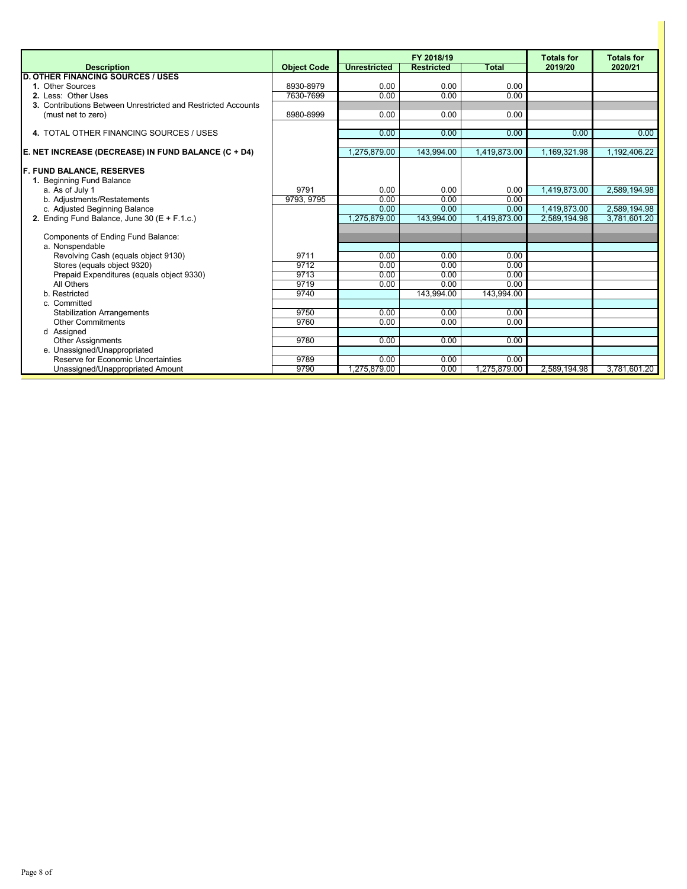| Description | Object Code | FY 2018/19 | | | Totals for | Totals for |
|---|---|---|---|---|---|---|
| | | Unrestricted | Restricted | Total | 2019/20 | 2020/21 |
| **D. OTHER FINANCING SOURCES / USES** | | | | | | |
| **1.** Other Sources | 8930-8979 | 0.00 | 0.00 | 0.00 | | |
| **2.** Less: Other Uses | 7630-7699 | 0.00 | 0.00 | 0.00 | | |
| **3.** Contributions Between Unrestricted and Restricted Accounts (must net to zero) | 8980-8999 | 0.00 | 0.00 | 0.00 | | |
| **4.** TOTAL OTHER FINANCING SOURCES / USES | | 0.00 | 0.00 | 0.00 | 0.00 | 0.00 |
| **E. NET INCREASE (DECREASE) IN FUND BALANCE (C + D4)** | | 1,275,879.00 | 143,994.00 | 1,419,873.00 | 1,169,321.98 | 1,192,406.22 |
| **F. FUND BALANCE, RESERVES** | | | | | | |
| **1.** Beginning Fund Balance | | | | | | |
| a. As of July 1 | 9791 | 0.00 | 0.00 | 0.00 | 1,419,873.00 | 2,589,194.98 |
| b. Adjustments/Restatements | 9793, 9795 | 0.00 | 0.00 | 0.00 | | |
| c. Adjusted Beginning Balance | | 0.00 | 0.00 | 0.00 | 1,419,873.00 | 2,589,194.98 |
| **2.** Ending Fund Balance, June 30 (E + F.1.c.) | | 1,275,879.00 | 143,994.00 | 1,419,873.00 | 2,589,194.98 | 3,781,601.20 |
| Components of Ending Fund Balance: | | | | | | |
| a. Nonspendable | | | | | | |
| Revolving Cash (equals object 9130) | 9711 | 0.00 | 0.00 | 0.00 | | |
| Stores (equals object 9320) | 9712 | 0.00 | 0.00 | 0.00 | | |
| Prepaid Expenditures (equals object 9330) | 9713 | 0.00 | 0.00 | 0.00 | | |
| All Others | 9719 | 0.00 | 0.00 | 0.00 | | |
| b. Restricted | 9740 | | 143,994.00 | 143,994.00 | | |
| c. Committed | | | | | | |
| Stabilization Arrangements | 9750 | 0.00 | 0.00 | 0.00 | | |
| Other Commitments | 9760 | 0.00 | 0.00 | 0.00 | | |
| d Assigned | | | | | | |
| Other Assignments | 9780 | 0.00 | 0.00 | 0.00 | | |
| e. Unassigned/Unappropriated | | | | | | |
| Reserve for Economic Uncertainties | 9789 | 0.00 | 0.00 | 0.00 | | |
| Unassigned/Unappropriated Amount | 9790 | 1,275,879.00 | 0.00 | 1,275,879.00 | 2,589,194.98 | 3,781,601.20 |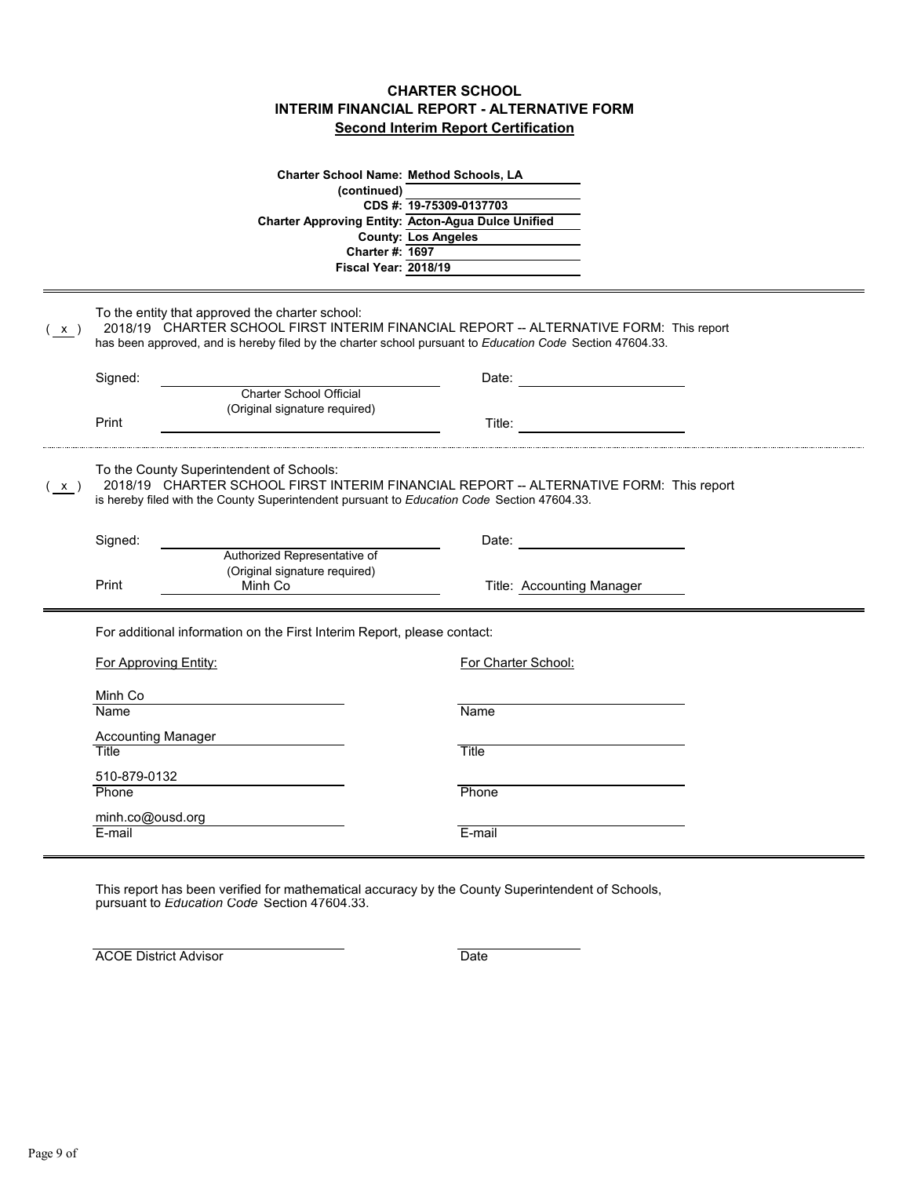# CHARTER SCHOOL
## INTERIM FINANCIAL REPORT - ALTERNATIVE FORM
### Second Interim Report Certification

**Charter School Name:** Method Schools, LA
**(continued)**
**CDS #:** 19-75309-0137703
**Charter Approving Entity:** Acton-Agua Dulce Unified
**County:** Los Angeles
**Charter #:** 1697
**Fiscal Year:** 2018/19

---

To the entity that approved the charter school:

( x ) 2018/19 CHARTER SCHOOL FIRST INTERIM FINANCIAL REPORT -- ALTERNATIVE FORM: This report has been approved, and is hereby filed by the charter school pursuant to *Education Code* Section 47604.33.

Signed: ______________________________ Date: ____________________
Charter School Official
(Original signature required)

Print ______________________________ Title: ____________________

---

To the County Superintendent of Schools:

( x ) 2018/19 CHARTER SCHOOL FIRST INTERIM FINANCIAL REPORT -- ALTERNATIVE FORM: This report is hereby filed with the County Superintendent pursuant to *Education Code* Section 47604.33.

Signed: ______________________________ Date: ____________________
Authorized Representative of
(Original signature required)

Print Minh Co Title: Accounting Manager

---

For additional information on the First Interim Report, please contact:

| For Approving Entity: | For Charter School: |
|---|---|
| Minh Co | |
| Name | Name |
| Accounting Manager | |
| Title | Title |
| 510-879-0132 | |
| Phone | Phone |
| minh.co@ousd.org | |
| E-mail | E-mail |

---

This report has been verified for mathematical accuracy by the County Superintendent of Schools, pursuant to *Education Code* Section 47604.33.

______________________________ ____________________
ACOE District Advisor Date